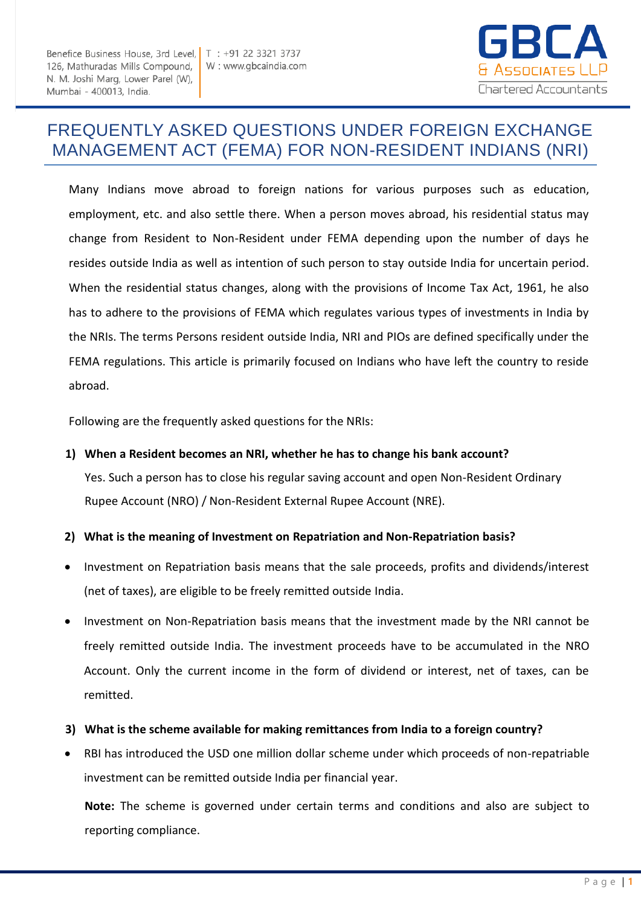Benefice Business House, 3rd Level, 126, Mathuradas Mills Compound, N. M. Joshi Marg, Lower Parel (W), Mumbai - 400013, India.

T : +91 22 3321 3737
W : www.gbcaindia.com

GBCA & ASSOCIATES LLP
Chartered Accountants

# FREQUENTLY ASKED QUESTIONS UNDER FOREIGN EXCHANGE MANAGEMENT ACT (FEMA) FOR NON-RESIDENT INDIANS (NRI)

Many Indians move abroad to foreign nations for various purposes such as education, employment, etc. and also settle there. When a person moves abroad, his residential status may change from Resident to Non-Resident under FEMA depending upon the number of days he resides outside India as well as intention of such person to stay outside India for uncertain period. When the residential status changes, along with the provisions of Income Tax Act, 1961, he also has to adhere to the provisions of FEMA which regulates various types of investments in India by the NRIs. The terms Persons resident outside India, NRI and PIOs are defined specifically under the FEMA regulations. This article is primarily focused on Indians who have left the country to reside abroad.

Following are the frequently asked questions for the NRIs:

**1) When a Resident becomes an NRI, whether he has to change his bank account?**

Yes. Such a person has to close his regular saving account and open Non-Resident Ordinary Rupee Account (NRO) / Non-Resident External Rupee Account (NRE).

**2) What is the meaning of Investment on Repatriation and Non-Repatriation basis?**

- Investment on Repatriation basis means that the sale proceeds, profits and dividends/interest (net of taxes), are eligible to be freely remitted outside India.
- Investment on Non-Repatriation basis means that the investment made by the NRI cannot be freely remitted outside India. The investment proceeds have to be accumulated in the NRO Account. Only the current income in the form of dividend or interest, net of taxes, can be remitted.

**3) What is the scheme available for making remittances from India to a foreign country?**

- RBI has introduced the USD one million dollar scheme under which proceeds of non-repatriable investment can be remitted outside India per financial year.

  **Note:** The scheme is governed under certain terms and conditions and also are subject to reporting compliance.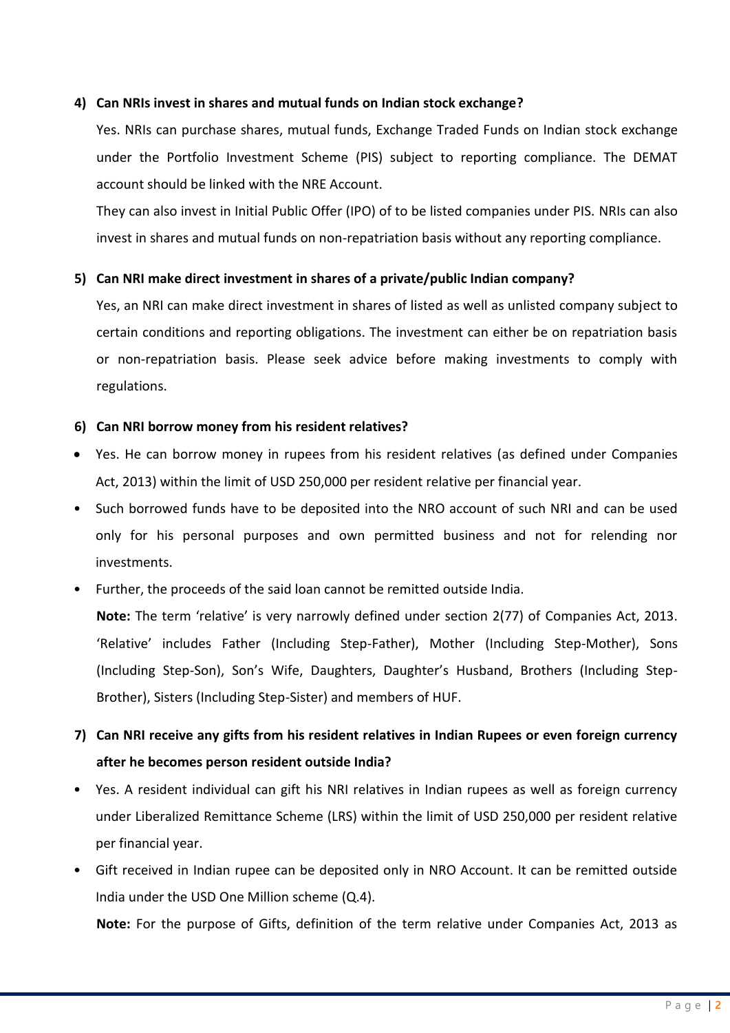4) **Can NRIs invest in shares and mutual funds on Indian stock exchange?**

Yes. NRIs can purchase shares, mutual funds, Exchange Traded Funds on Indian stock exchange under the Portfolio Investment Scheme (PIS) subject to reporting compliance. The DEMAT account should be linked with the NRE Account.

They can also invest in Initial Public Offer (IPO) of to be listed companies under PIS. NRIs can also invest in shares and mutual funds on non-repatriation basis without any reporting compliance.

5) **Can NRI make direct investment in shares of a private/public Indian company?**

Yes, an NRI can make direct investment in shares of listed as well as unlisted company subject to certain conditions and reporting obligations. The investment can either be on repatriation basis or non-repatriation basis. Please seek advice before making investments to comply with regulations.

6) **Can NRI borrow money from his resident relatives?**

- Yes. He can borrow money in rupees from his resident relatives (as defined under Companies Act, 2013) within the limit of USD 250,000 per resident relative per financial year.
- Such borrowed funds have to be deposited into the NRO account of such NRI and can be used only for his personal purposes and own permitted business and not for relending nor investments.
- Further, the proceeds of the said loan cannot be remitted outside India.

**Note:** The term 'relative' is very narrowly defined under section 2(77) of Companies Act, 2013. 'Relative' includes Father (Including Step-Father), Mother (Including Step-Mother), Sons (Including Step-Son), Son's Wife, Daughters, Daughter's Husband, Brothers (Including Step-Brother), Sisters (Including Step-Sister) and members of HUF.

7) **Can NRI receive any gifts from his resident relatives in Indian Rupees or even foreign currency after he becomes person resident outside India?**

- Yes. A resident individual can gift his NRI relatives in Indian rupees as well as foreign currency under Liberalized Remittance Scheme (LRS) within the limit of USD 250,000 per resident relative per financial year.
- Gift received in Indian rupee can be deposited only in NRO Account. It can be remitted outside India under the USD One Million scheme (Q.4).

**Note:** For the purpose of Gifts, definition of the term relative under Companies Act, 2013 as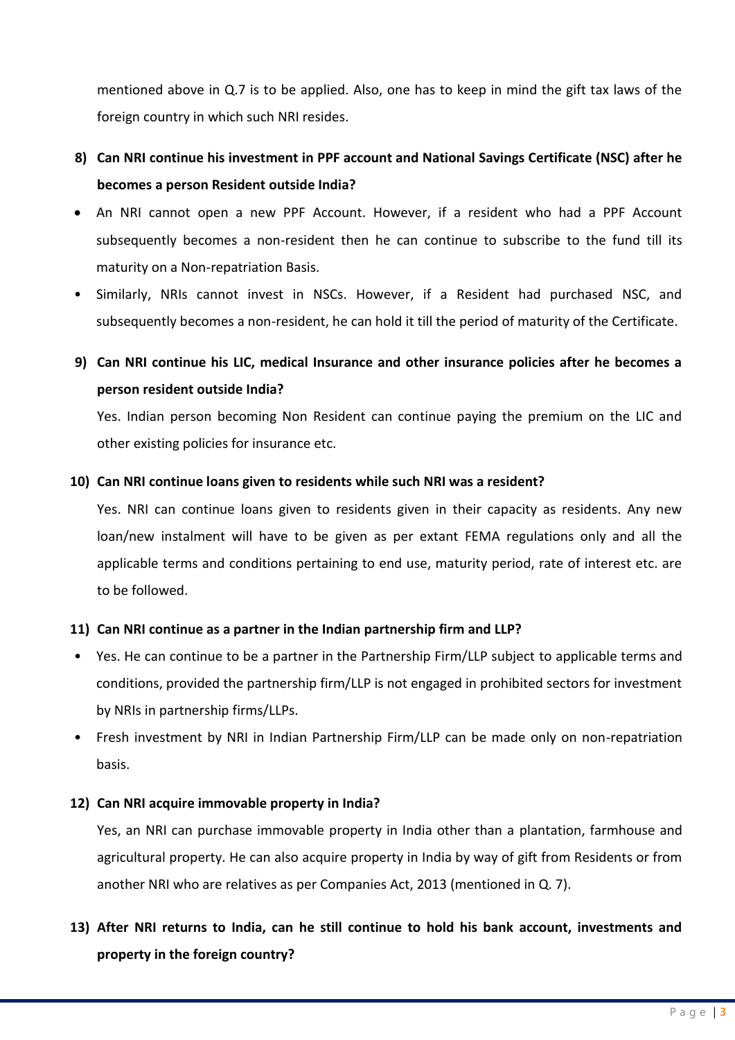mentioned above in Q.7 is to be applied. Also, one has to keep in mind the gift tax laws of the foreign country in which such NRI resides.

**8) Can NRI continue his investment in PPF account and National Savings Certificate (NSC) after he becomes a person Resident outside India?**

- An NRI cannot open a new PPF Account. However, if a resident who had a PPF Account subsequently becomes a non-resident then he can continue to subscribe to the fund till its maturity on a Non-repatriation Basis.
- Similarly, NRIs cannot invest in NSCs. However, if a Resident had purchased NSC, and subsequently becomes a non-resident, he can hold it till the period of maturity of the Certificate.

**9) Can NRI continue his LIC, medical Insurance and other insurance policies after he becomes a person resident outside India?**

Yes. Indian person becoming Non Resident can continue paying the premium on the LIC and other existing policies for insurance etc.

**10) Can NRI continue loans given to residents while such NRI was a resident?**

Yes. NRI can continue loans given to residents given in their capacity as residents. Any new loan/new instalment will have to be given as per extant FEMA regulations only and all the applicable terms and conditions pertaining to end use, maturity period, rate of interest etc. are to be followed.

**11) Can NRI continue as a partner in the Indian partnership firm and LLP?**

- Yes. He can continue to be a partner in the Partnership Firm/LLP subject to applicable terms and conditions, provided the partnership firm/LLP is not engaged in prohibited sectors for investment by NRIs in partnership firms/LLPs.
- Fresh investment by NRI in Indian Partnership Firm/LLP can be made only on non-repatriation basis.

**12) Can NRI acquire immovable property in India?**

Yes, an NRI can purchase immovable property in India other than a plantation, farmhouse and agricultural property. He can also acquire property in India by way of gift from Residents or from another NRI who are relatives as per Companies Act, 2013 (mentioned in Q. 7).

**13) After NRI returns to India, can he still continue to hold his bank account, investments and property in the foreign country?**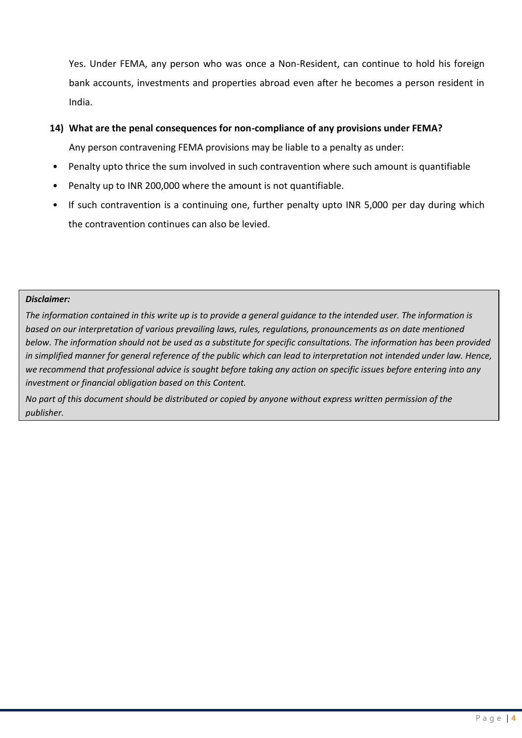Yes. Under FEMA, any person who was once a Non-Resident, can continue to hold his foreign bank accounts, investments and properties abroad even after he becomes a person resident in India.

**14) What are the penal consequences for non-compliance of any provisions under FEMA?**

Any person contravening FEMA provisions may be liable to a penalty as under:

- Penalty upto thrice the sum involved in such contravention where such amount is quantifiable
- Penalty up to INR 200,000 where the amount is not quantifiable.
- If such contravention is a continuing one, further penalty upto INR 5,000 per day during which the contravention continues can also be levied.

***Disclaimer:***

*The information contained in this write up is to provide a general guidance to the intended user. The information is based on our interpretation of various prevailing laws, rules, regulations, pronouncements as on date mentioned below. The information should not be used as a substitute for specific consultations. The information has been provided in simplified manner for general reference of the public which can lead to interpretation not intended under law. Hence, we recommend that professional advice is sought before taking any action on specific issues before entering into any investment or financial obligation based on this Content.*

*No part of this document should be distributed or copied by anyone without express written permission of the publisher.*